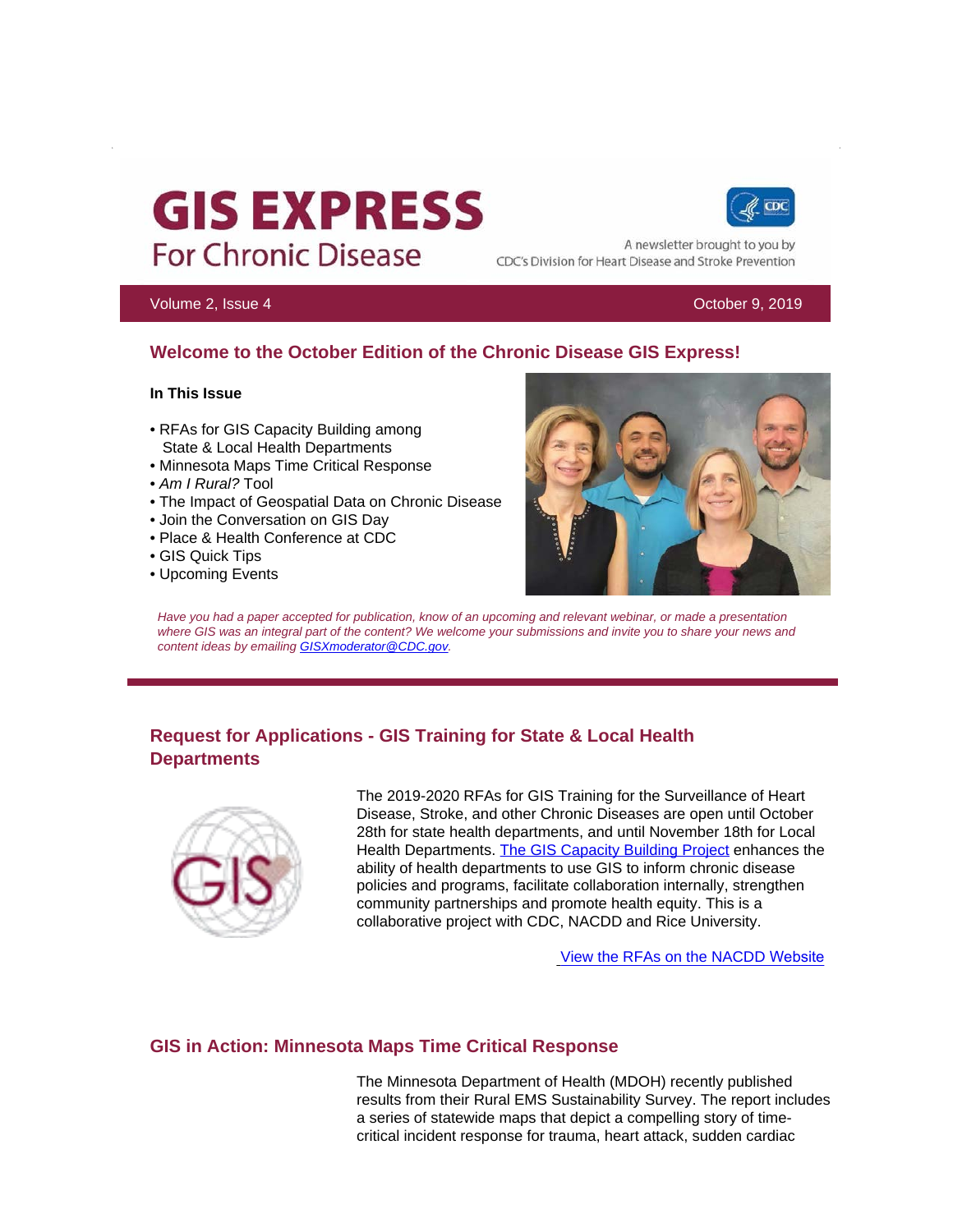# GIS EXPRESS
For Chronic Disease

A newsletter brought to you by CDC's Division for Heart Disease and Stroke Prevention

Volume 2, Issue 4 October 9, 2019

## Welcome to the October Edition of the Chronic Disease GIS Express!

**In This Issue**

- RFAs for GIS Capacity Building among State & Local Health Departments
- Minnesota Maps Time Critical Response
- *Am I Rural?* Tool
- The Impact of Geospatial Data on Chronic Disease
- Join the Conversation on GIS Day
- Place & Health Conference at CDC
- GIS Quick Tips
- Upcoming Events

*Have you had a paper accepted for publication, know of an upcoming and relevant webinar, or made a presentation where GIS was an integral part of the content? We welcome your submissions and invite you to share your news and content ideas by emailing GISXmoderator@CDC.gov.*

## Request for Applications - GIS Training for State & Local Health Departments

The 2019-2020 RFAs for GIS Training for the Surveillance of Heart Disease, Stroke, and other Chronic Diseases are open until October 28th for state health departments, and until November 18th for Local Health Departments. The GIS Capacity Building Project enhances the ability of health departments to use GIS to inform chronic disease policies and programs, facilitate collaboration internally, strengthen community partnerships and promote health equity. This is a collaborative project with CDC, NACDD and Rice University.

View the RFAs on the NACDD Website

## GIS in Action: Minnesota Maps Time Critical Response

The Minnesota Department of Health (MDOH) recently published results from their Rural EMS Sustainability Survey. The report includes a series of statewide maps that depict a compelling story of time-critical incident response for trauma, heart attack, sudden cardiac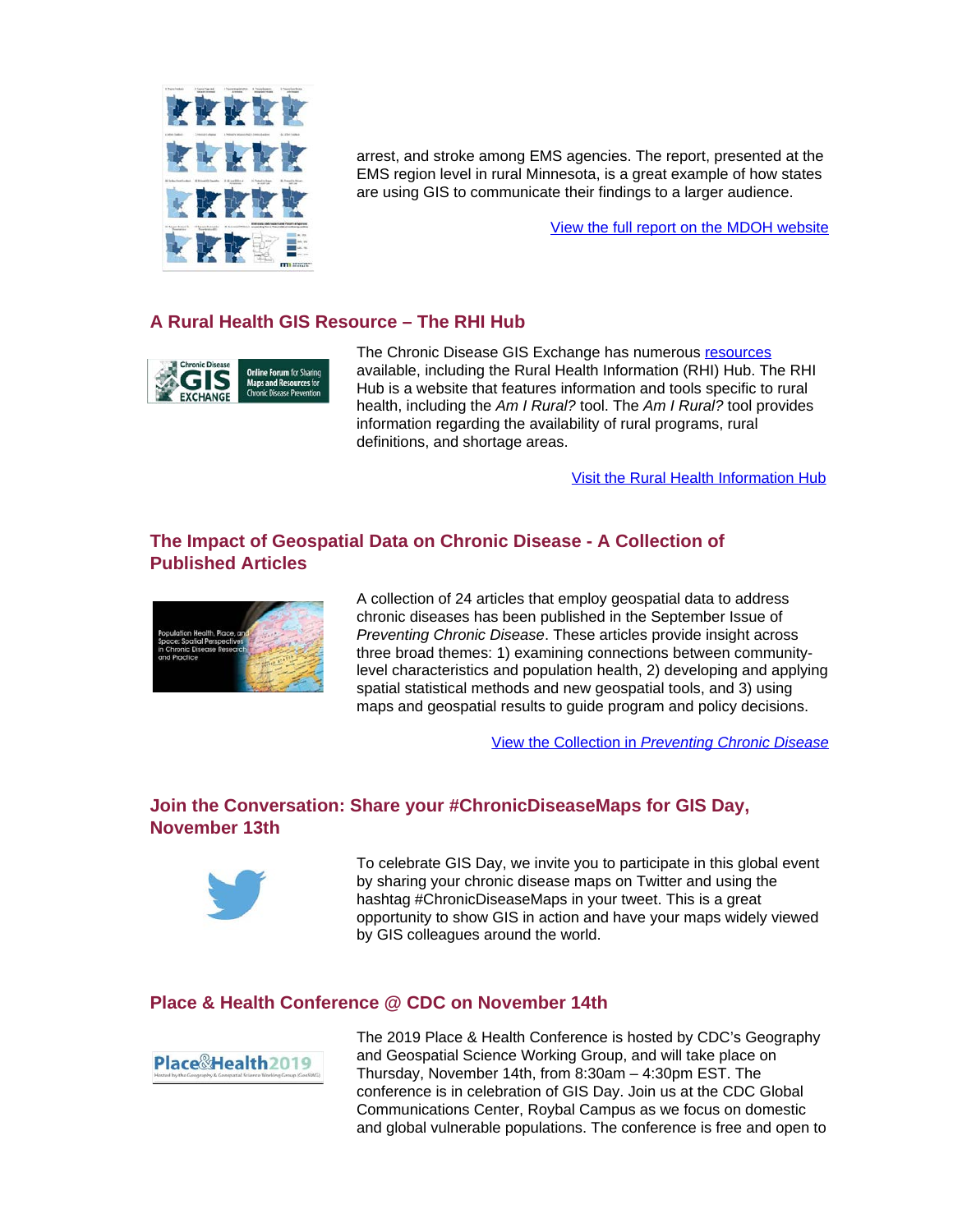arrest, and stroke among EMS agencies. The report, presented at the EMS region level in rural Minnesota, is a great example of how states are using GIS to communicate their findings to a larger audience.

View the full report on the MDOH website

## A Rural Health GIS Resource – The RHI Hub

The Chronic Disease GIS Exchange has numerous resources available, including the Rural Health Information (RHI) Hub. The RHI Hub is a website that features information and tools specific to rural health, including the *Am I Rural?* tool. The *Am I Rural?* tool provides information regarding the availability of rural programs, rural definitions, and shortage areas.

Visit the Rural Health Information Hub

## The Impact of Geospatial Data on Chronic Disease - A Collection of Published Articles

A collection of 24 articles that employ geospatial data to address chronic diseases has been published in the September Issue of *Preventing Chronic Disease*. These articles provide insight across three broad themes: 1) examining connections between community-level characteristics and population health, 2) developing and applying spatial statistical methods and new geospatial tools, and 3) using maps and geospatial results to guide program and policy decisions.

View the Collection in *Preventing Chronic Disease*

## Join the Conversation: Share your #ChronicDiseaseMaps for GIS Day, November 13th

To celebrate GIS Day, we invite you to participate in this global event by sharing your chronic disease maps on Twitter and using the hashtag #ChronicDiseaseMaps in your tweet. This is a great opportunity to show GIS in action and have your maps widely viewed by GIS colleagues around the world.

## Place & Health Conference @ CDC on November 14th

The 2019 Place & Health Conference is hosted by CDC's Geography and Geospatial Science Working Group, and will take place on Thursday, November 14th, from 8:30am – 4:30pm EST. The conference is in celebration of GIS Day. Join us at the CDC Global Communications Center, Roybal Campus as we focus on domestic and global vulnerable populations. The conference is free and open to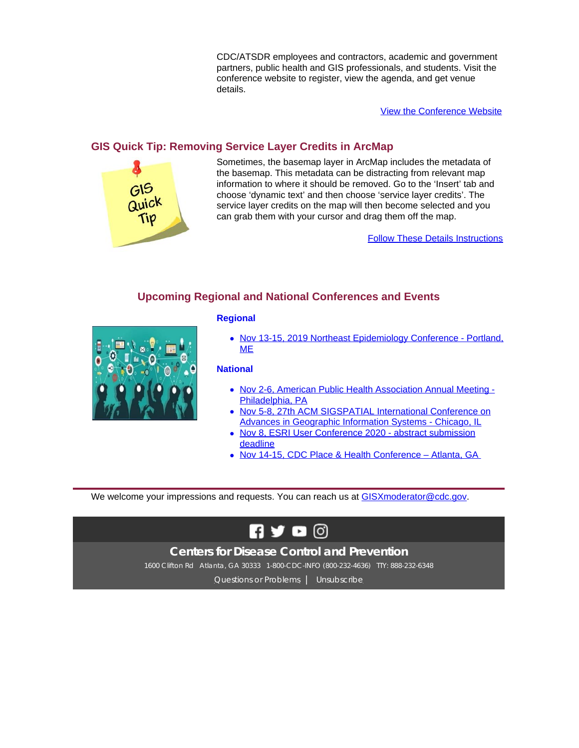CDC/ATSDR employees and contractors, academic and government partners, public health and GIS professionals, and students. Visit the conference website to register, view the agenda, and get venue details.

View the Conference Website

## GIS Quick Tip: Removing Service Layer Credits in ArcMap

Sometimes, the basemap layer in ArcMap includes the metadata of the basemap. This metadata can be distracting from relevant map information to where it should be removed. Go to the 'Insert' tab and choose 'dynamic text' and then choose 'service layer credits'. The service layer credits on the map will then become selected and you can grab them with your cursor and drag them off the map.

Follow These Details Instructions

## Upcoming Regional and National Conferences and Events

### Regional

- Nov 13-15, 2019 Northeast Epidemiology Conference - Portland, ME

### National

- Nov 2-6, American Public Health Association Annual Meeting - Philadelphia, PA
- Nov 5-8, 27th ACM SIGSPATIAL International Conference on Advances in Geographic Information Systems - Chicago, IL
- Nov 8, ESRI User Conference 2020 - abstract submission deadline
- Nov 14-15, CDC Place & Health Conference – Atlanta, GA

---

We welcome your impressions and requests. You can reach us at GISXmoderator@cdc.gov.

**Centers for Disease Control and Prevention**

1600 Clifton Rd Atlanta, GA 30333 1-800-CDC-INFO (800-232-4636) TTY: 888-232-6348

Questions or Problems | Unsubscribe